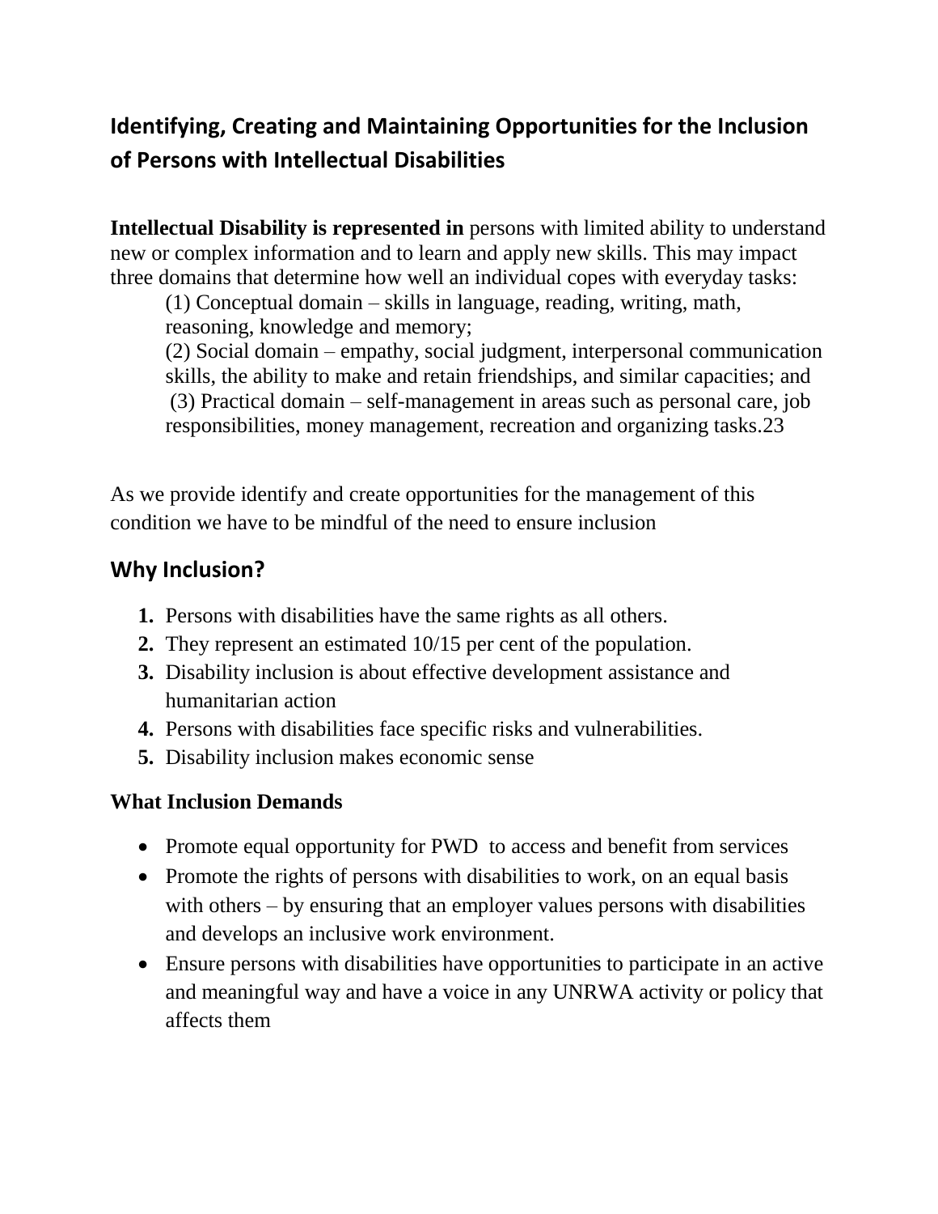## Identifying, Creating and Maintaining Opportunities for the Inclusion of Persons with Intellectual Disabilities

**Intellectual Disability is represented in** persons with limited ability to understand new or complex information and to learn and apply new skills. This may impact three domains that determine how well an individual copes with everyday tasks:

(1) Conceptual domain – skills in language, reading, writing, math, reasoning, knowledge and memory;
(2) Social domain – empathy, social judgment, interpersonal communication skills, the ability to make and retain friendships, and similar capacities; and
(3) Practical domain – self-management in areas such as personal care, job responsibilities, money management, recreation and organizing tasks.23

As we provide identify and create opportunities for the management of this condition we have to be mindful of the need to ensure inclusion

## Why Inclusion?

1. Persons with disabilities have the same rights as all others.
2. They represent an estimated 10/15 per cent of the population.
3. Disability inclusion is about effective development assistance and humanitarian action
4. Persons with disabilities face specific risks and vulnerabilities.
5. Disability inclusion makes economic sense

### What Inclusion Demands

- Promote equal opportunity for PWD to access and benefit from services
- Promote the rights of persons with disabilities to work, on an equal basis with others – by ensuring that an employer values persons with disabilities and develops an inclusive work environment.
- Ensure persons with disabilities have opportunities to participate in an active and meaningful way and have a voice in any UNRWA activity or policy that affects them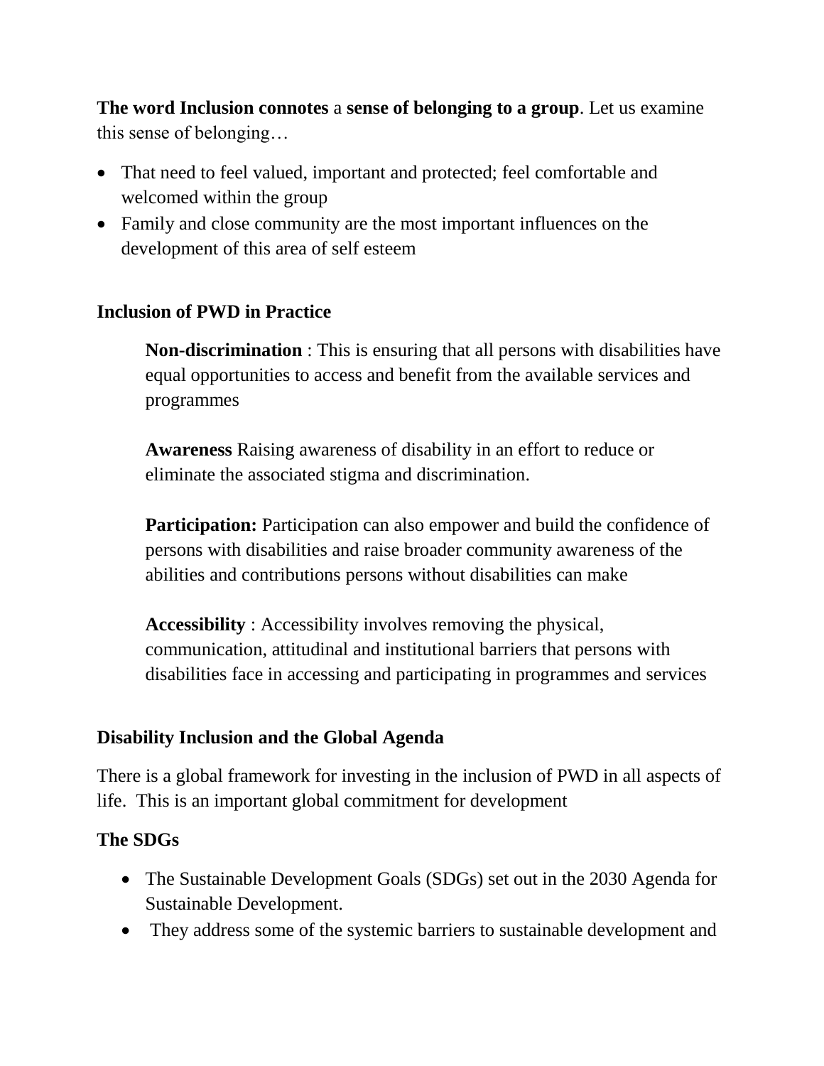**The word Inclusion connotes** a **sense of belonging to a group**. Let us examine this sense of belonging…

- That need to feel valued, important and protected; feel comfortable and welcomed within the group
- Family and close community are the most important influences on the development of this area of self esteem

**Inclusion of PWD in Practice**

**Non-discrimination** : This is ensuring that all persons with disabilities have equal opportunities to access and benefit from the available services and programmes

**Awareness** Raising awareness of disability in an effort to reduce or eliminate the associated stigma and discrimination.

**Participation:** Participation can also empower and build the confidence of persons with disabilities and raise broader community awareness of the abilities and contributions persons without disabilities can make

**Accessibility** : Accessibility involves removing the physical, communication, attitudinal and institutional barriers that persons with disabilities face in accessing and participating in programmes and services

**Disability Inclusion and the Global Agenda**

There is a global framework for investing in the inclusion of PWD in all aspects of life. This is an important global commitment for development

**The SDGs**

- The Sustainable Development Goals (SDGs) set out in the 2030 Agenda for Sustainable Development.
- They address some of the systemic barriers to sustainable development and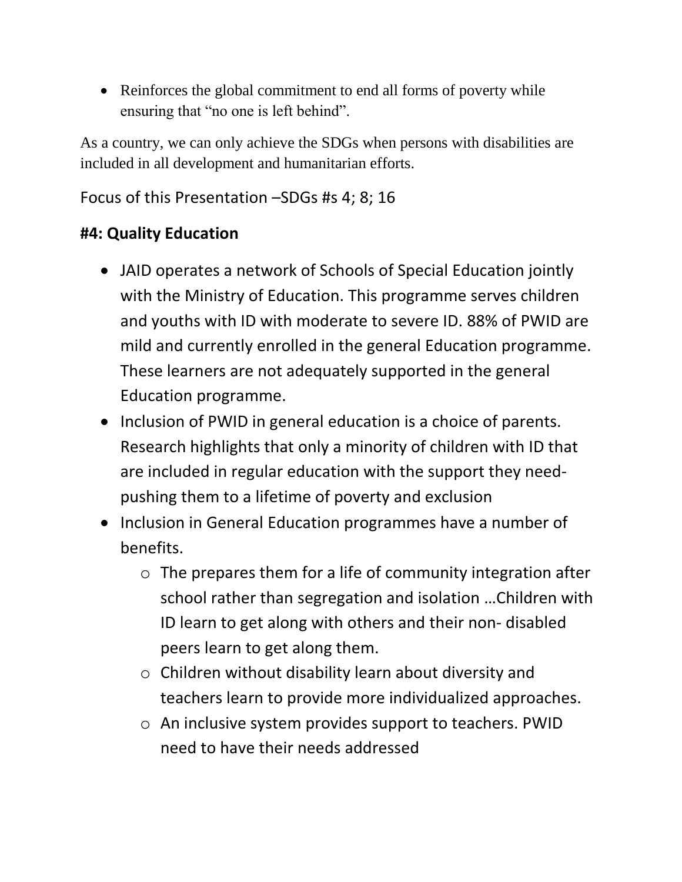- Reinforces the global commitment to end all forms of poverty while ensuring that "no one is left behind".

As a country, we can only achieve the SDGs when persons with disabilities are included in all development and humanitarian efforts.

Focus of this Presentation –SDGs #s 4; 8; 16

## #4: Quality Education

- JAID operates a network of Schools of Special Education jointly with the Ministry of Education. This programme serves children and youths with ID with moderate to severe ID. 88% of PWID are mild and currently enrolled in the general Education programme. These learners are not adequately supported in the general Education programme.
- Inclusion of PWID in general education is a choice of parents. Research highlights that only a minority of children with ID that are included in regular education with the support they need- pushing them to a lifetime of poverty and exclusion
- Inclusion in General Education programmes have a number of benefits.
  - The prepares them for a life of community integration after school rather than segregation and isolation …Children with ID learn to get along with others and their non- disabled peers learn to get along them.
  - Children without disability learn about diversity and teachers learn to provide more individualized approaches.
  - An inclusive system provides support to teachers. PWID need to have their needs addressed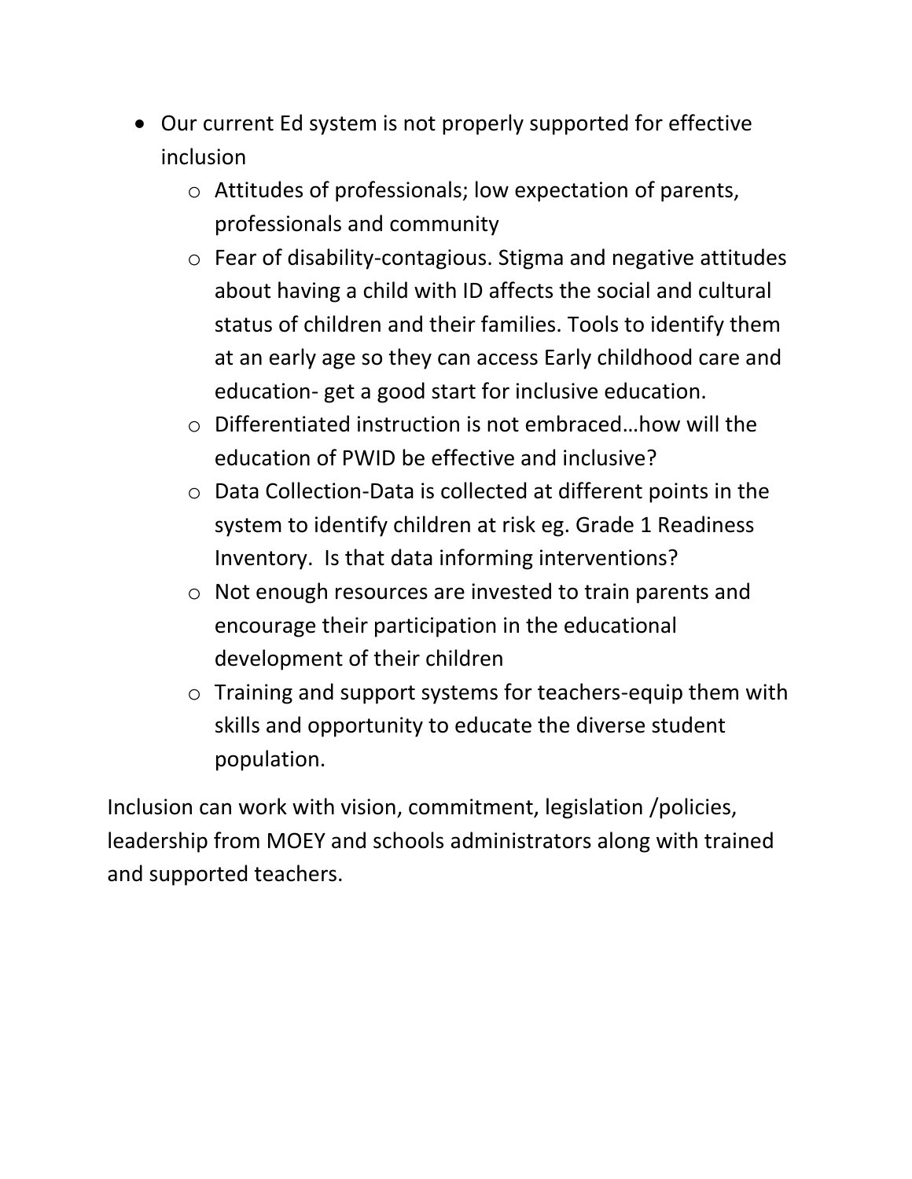- Our current Ed system is not properly supported for effective inclusion
    - Attitudes of professionals; low expectation of parents, professionals and community
    - Fear of disability-contagious. Stigma and negative attitudes about having a child with ID affects the social and cultural status of children and their families. Tools to identify them at an early age so they can access Early childhood care and education- get a good start for inclusive education.
    - Differentiated instruction is not embraced…how will the education of PWID be effective and inclusive?
    - Data Collection-Data is collected at different points in the system to identify children at risk eg. Grade 1 Readiness Inventory. Is that data informing interventions?
    - Not enough resources are invested to train parents and encourage their participation in the educational development of their children
    - Training and support systems for teachers-equip them with skills and opportunity to educate the diverse student population.

Inclusion can work with vision, commitment, legislation /policies, leadership from MOEY and schools administrators along with trained and supported teachers.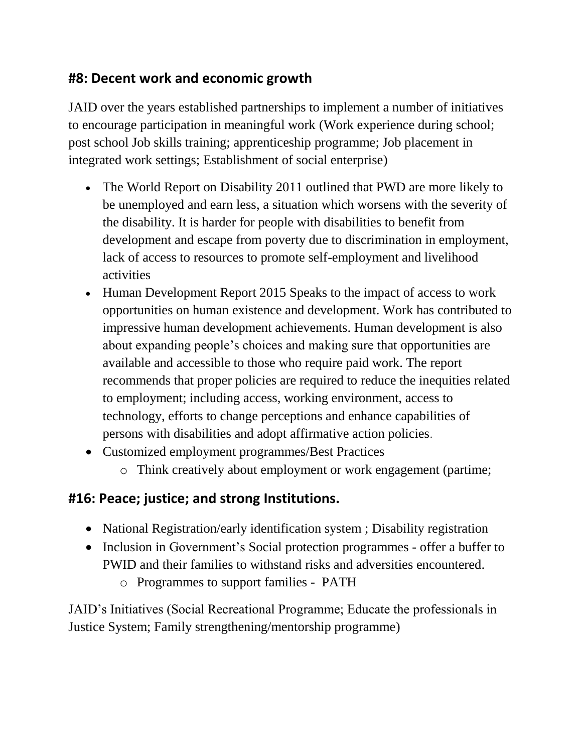## #8: Decent work and economic growth

JAID over the years established partnerships to implement a number of initiatives to encourage participation in meaningful work (Work experience during school; post school Job skills training; apprenticeship programme; Job placement in integrated work settings; Establishment of social enterprise)

- The World Report on Disability 2011 outlined that PWD are more likely to be unemployed and earn less, a situation which worsens with the severity of the disability. It is harder for people with disabilities to benefit from development and escape from poverty due to discrimination in employment, lack of access to resources to promote self-employment and livelihood activities
- Human Development Report 2015 Speaks to the impact of access to work opportunities on human existence and development. Work has contributed to impressive human development achievements. Human development is also about expanding people's choices and making sure that opportunities are available and accessible to those who require paid work. The report recommends that proper policies are required to reduce the inequities related to employment; including access, working environment, access to technology, efforts to change perceptions and enhance capabilities of persons with disabilities and adopt affirmative action policies.
- Customized employment programmes/Best Practices
    - Think creatively about employment or work engagement (partime;

## #16: Peace; justice; and strong Institutions.

- National Registration/early identification system ; Disability registration
- Inclusion in Government's Social protection programmes - offer a buffer to PWID and their families to withstand risks and adversities encountered.
    - Programmes to support families - PATH

JAID's Initiatives (Social Recreational Programme; Educate the professionals in Justice System; Family strengthening/mentorship programme)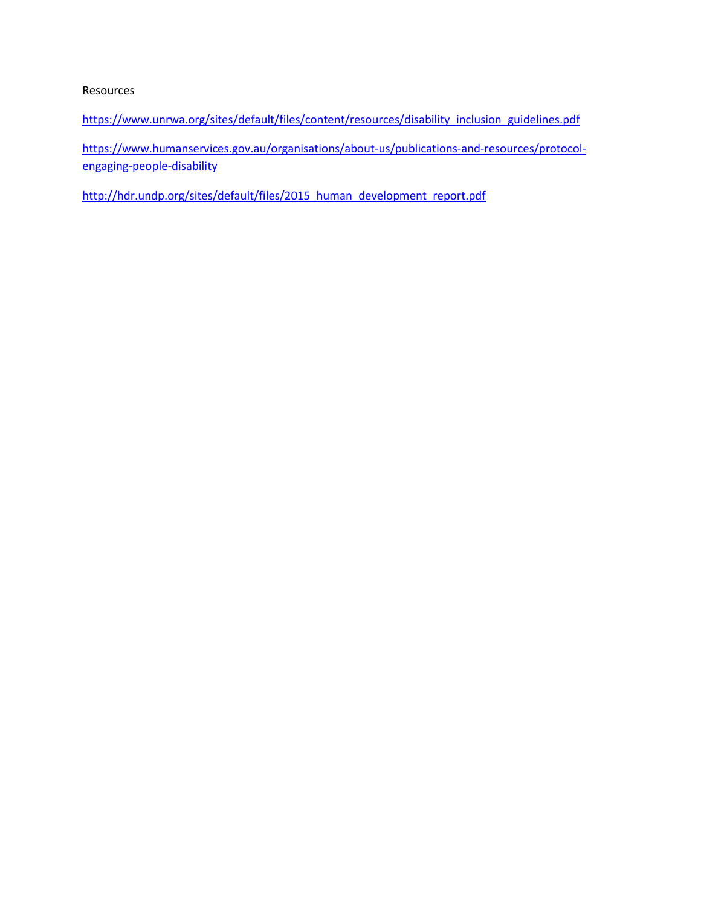Resources

https://www.unrwa.org/sites/default/files/content/resources/disability_inclusion_guidelines.pdf

https://www.humanservices.gov.au/organisations/about-us/publications-and-resources/protocol-engaging-people-disability

http://hdr.undp.org/sites/default/files/2015_human_development_report.pdf